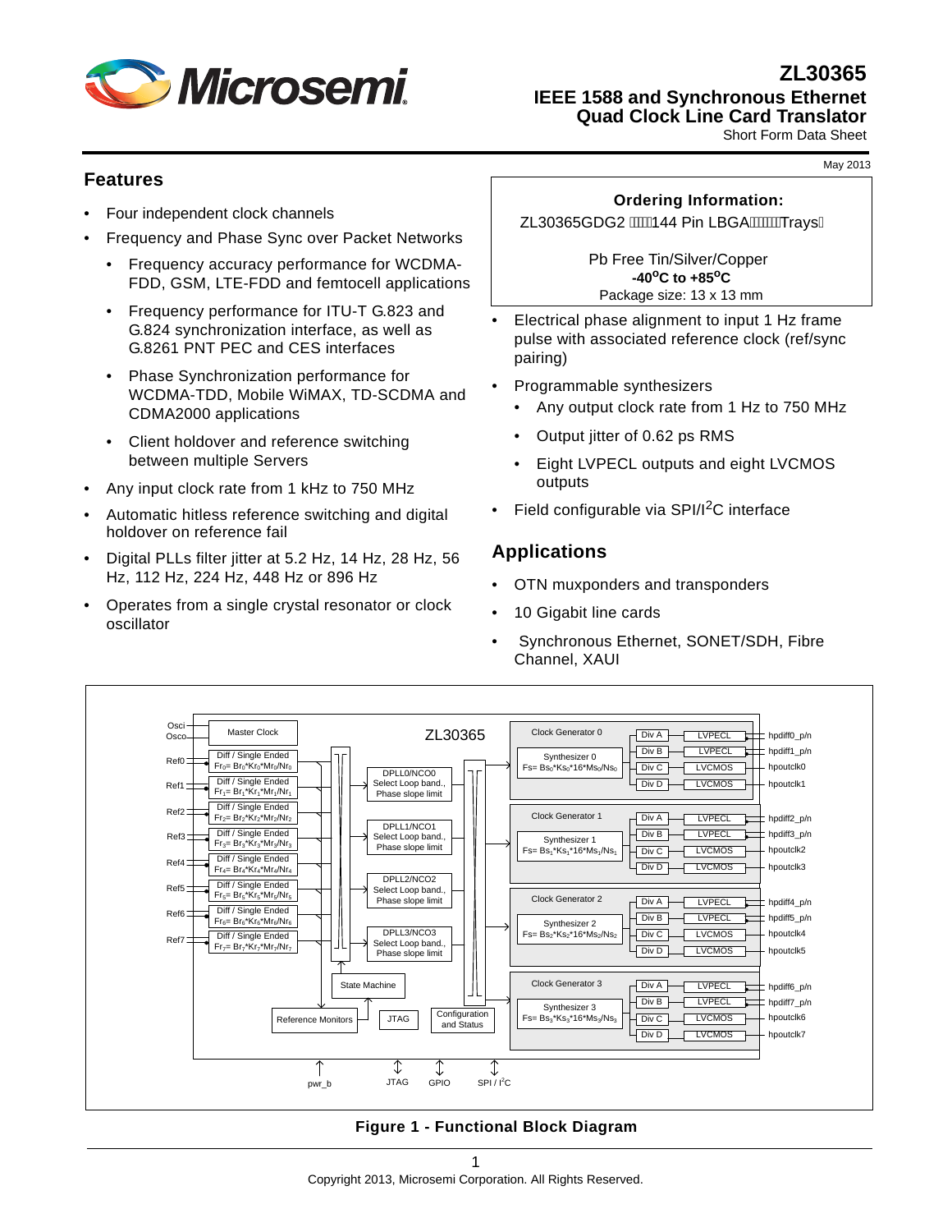# ZL30365

## IEEE 1588 and Synchronous Ethernet Quad Clock Line Card Translator

Short Form Data Sheet

May 2013

## Features

- Four independent clock channels
- Frequency and Phase Sync over Packet Networks
  - Frequency accuracy performance for WCDMA-FDD, GSM, LTE-FDD and femtocell applications
  - Frequency performance for ITU-T G.823 and G.824 synchronization interface, as well as G.8261 PNT PEC and CES interfaces
  - Phase Synchronization performance for WCDMA-TDD, Mobile WiMAX, TD-SCDMA and CDMA2000 applications
  - Client holdover and reference switching between multiple Servers
- Any input clock rate from 1 kHz to 750 MHz
- Automatic hitless reference switching and digital holdover on reference fail
- Digital PLLs filter jitter at 5.2 Hz, 14 Hz, 28 Hz, 56 Hz, 112 Hz, 224 Hz, 448 Hz or 896 Hz
- Operates from a single crystal resonator or clock oscillator

**Ordering Information:**

ZL30365GDG2 144 Pin LBGA Trays

Pb Free Tin/Silver/Copper

**-40°C to +85°C**

Package size: 13 x 13 mm

- Electrical phase alignment to input 1 Hz frame pulse with associated reference clock (ref/sync pairing)
- Programmable synthesizers
  - Any output clock rate from 1 Hz to 750 MHz
  - Output jitter of 0.62 ps RMS
  - Eight LVPECL outputs and eight LVCMOS outputs
- Field configurable via SPI/I$^2$C interface

## Applications

- OTN muxponders and transponders
- 10 Gigabit line cards
- Synchronous Ethernet, SONET/SDH, Fibre Channel, XAUI

**Figure 1 - Functional Block Diagram**

Copyright 2013, Microsemi Corporation. All Rights Reserved.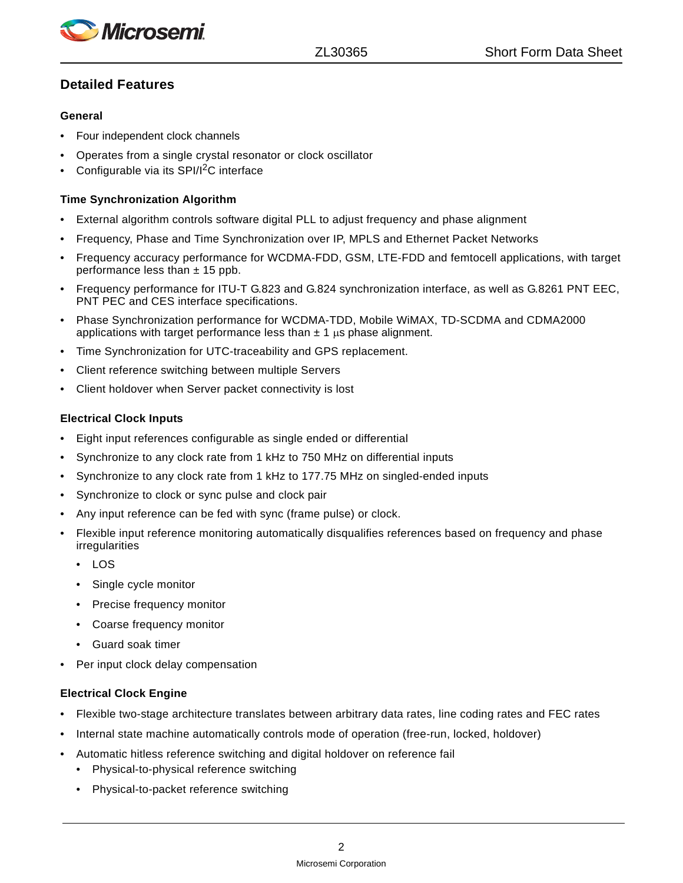## Detailed Features

### General

- Four independent clock channels
- Operates from a single crystal resonator or clock oscillator
- Configurable via its SPI/I$^2$C interface

### Time Synchronization Algorithm

- External algorithm controls software digital PLL to adjust frequency and phase alignment
- Frequency, Phase and Time Synchronization over IP, MPLS and Ethernet Packet Networks
- Frequency accuracy performance for WCDMA-FDD, GSM, LTE-FDD and femtocell applications, with target performance less than ± 15 ppb.
- Frequency performance for ITU-T G.823 and G.824 synchronization interface, as well as G.8261 PNT EEC, PNT PEC and CES interface specifications.
- Phase Synchronization performance for WCDMA-TDD, Mobile WiMAX, TD-SCDMA and CDMA2000 applications with target performance less than ± 1 μs phase alignment.
- Time Synchronization for UTC-traceability and GPS replacement.
- Client reference switching between multiple Servers
- Client holdover when Server packet connectivity is lost

### Electrical Clock Inputs

- Eight input references configurable as single ended or differential
- Synchronize to any clock rate from 1 kHz to 750 MHz on differential inputs
- Synchronize to any clock rate from 1 kHz to 177.75 MHz on singled-ended inputs
- Synchronize to clock or sync pulse and clock pair
- Any input reference can be fed with sync (frame pulse) or clock.
- Flexible input reference monitoring automatically disqualifies references based on frequency and phase irregularities
  - LOS
  - Single cycle monitor
  - Precise frequency monitor
  - Coarse frequency monitor
  - Guard soak timer
- Per input clock delay compensation

### Electrical Clock Engine

- Flexible two-stage architecture translates between arbitrary data rates, line coding rates and FEC rates
- Internal state machine automatically controls mode of operation (free-run, locked, holdover)
- Automatic hitless reference switching and digital holdover on reference fail
  - Physical-to-physical reference switching
  - Physical-to-packet reference switching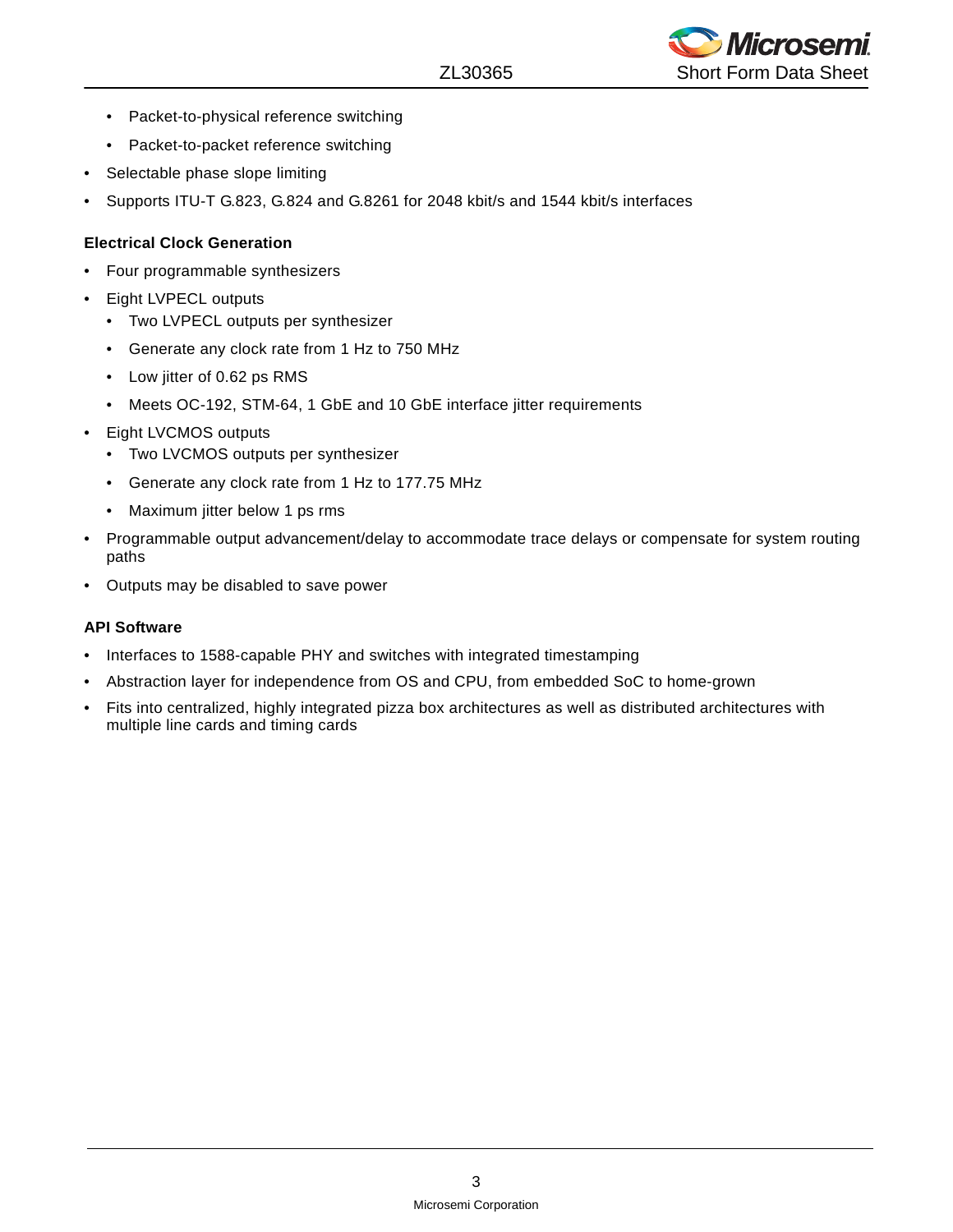- Packet-to-physical reference switching
  - Packet-to-packet reference switching
- Selectable phase slope limiting
- Supports ITU-T G.823, G.824 and G.8261 for 2048 kbit/s and 1544 kbit/s interfaces

**Electrical Clock Generation**

- Four programmable synthesizers
- Eight LVPECL outputs
  - Two LVPECL outputs per synthesizer
  - Generate any clock rate from 1 Hz to 750 MHz
  - Low jitter of 0.62 ps RMS
  - Meets OC-192, STM-64, 1 GbE and 10 GbE interface jitter requirements
- Eight LVCMOS outputs
  - Two LVCMOS outputs per synthesizer
  - Generate any clock rate from 1 Hz to 177.75 MHz
  - Maximum jitter below 1 ps rms
- Programmable output advancement/delay to accommodate trace delays or compensate for system routing paths
- Outputs may be disabled to save power

**API Software**

- Interfaces to 1588-capable PHY and switches with integrated timestamping
- Abstraction layer for independence from OS and CPU, from embedded SoC to home-grown
- Fits into centralized, highly integrated pizza box architectures as well as distributed architectures with multiple line cards and timing cards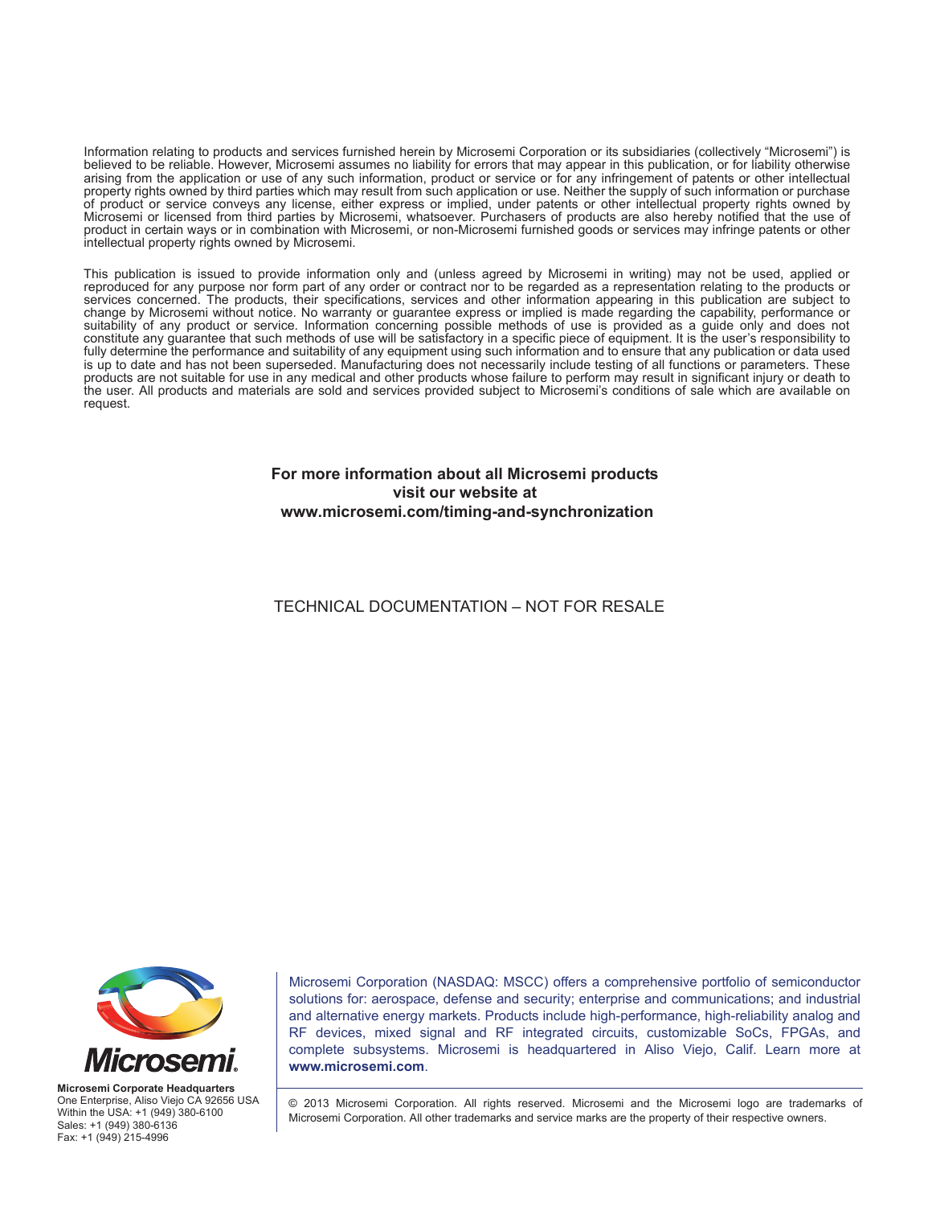Information relating to products and services furnished herein by Microsemi Corporation or its subsidiaries (collectively "Microsemi") is believed to be reliable. However, Microsemi assumes no liability for errors that may appear in this publication, or for liability otherwise arising from the application or use of any such information, product or service or for any infringement of patents or other intellectual property rights owned by third parties which may result from such application or use. Neither the supply of such information or purchase of product or service conveys any license, either express or implied, under patents or other intellectual property rights owned by Microsemi or licensed from third parties by Microsemi, whatsoever. Purchasers of products are also hereby notified that the use of product in certain ways or in combination with Microsemi, or non-Microsemi furnished goods or services may infringe patents or other intellectual property rights owned by Microsemi.

This publication is issued to provide information only and (unless agreed by Microsemi in writing) may not be used, applied or reproduced for any purpose nor form part of any order or contract nor to be regarded as a representation relating to the products or services concerned. The products, their specifications, services and other information appearing in this publication are subject to change by Microsemi without notice. No warranty or guarantee express or implied is made regarding the capability, performance or suitability of any product or service. Information concerning possible methods of use is provided as a guide only and does not constitute any guarantee that such methods of use will be satisfactory in a specific piece of equipment. It is the user's responsibility to fully determine the performance and suitability of any equipment using such information and to ensure that any publication or data used is up to date and has not been superseded. Manufacturing does not necessarily include testing of all functions or parameters. These products are not suitable for use in any medical and other products whose failure to perform may result in significant injury or death to the user. All products and materials are sold and services provided subject to Microsemi's conditions of sale which are available on request.

**For more information about all Microsemi products**
**visit our website at**
**www.microsemi.com/timing-and-synchronization**

TECHNICAL DOCUMENTATION – NOT FOR RESALE

**Microsemi Corporate Headquarters**
One Enterprise, Aliso Viejo CA 92656 USA
Within the USA: +1 (949) 380-6100
Sales: +1 (949) 380-6136
Fax: +1 (949) 215-4996

Microsemi Corporation (NASDAQ: MSCC) offers a comprehensive portfolio of semiconductor solutions for: aerospace, defense and security; enterprise and communications; and industrial and alternative energy markets. Products include high-performance, high-reliability analog and RF devices, mixed signal and RF integrated circuits, customizable SoCs, FPGAs, and complete subsystems. Microsemi is headquartered in Aliso Viejo, Calif. Learn more at **www.microsemi.com**.

© 2013 Microsemi Corporation. All rights reserved. Microsemi and the Microsemi logo are trademarks of Microsemi Corporation. All other trademarks and service marks are the property of their respective owners.